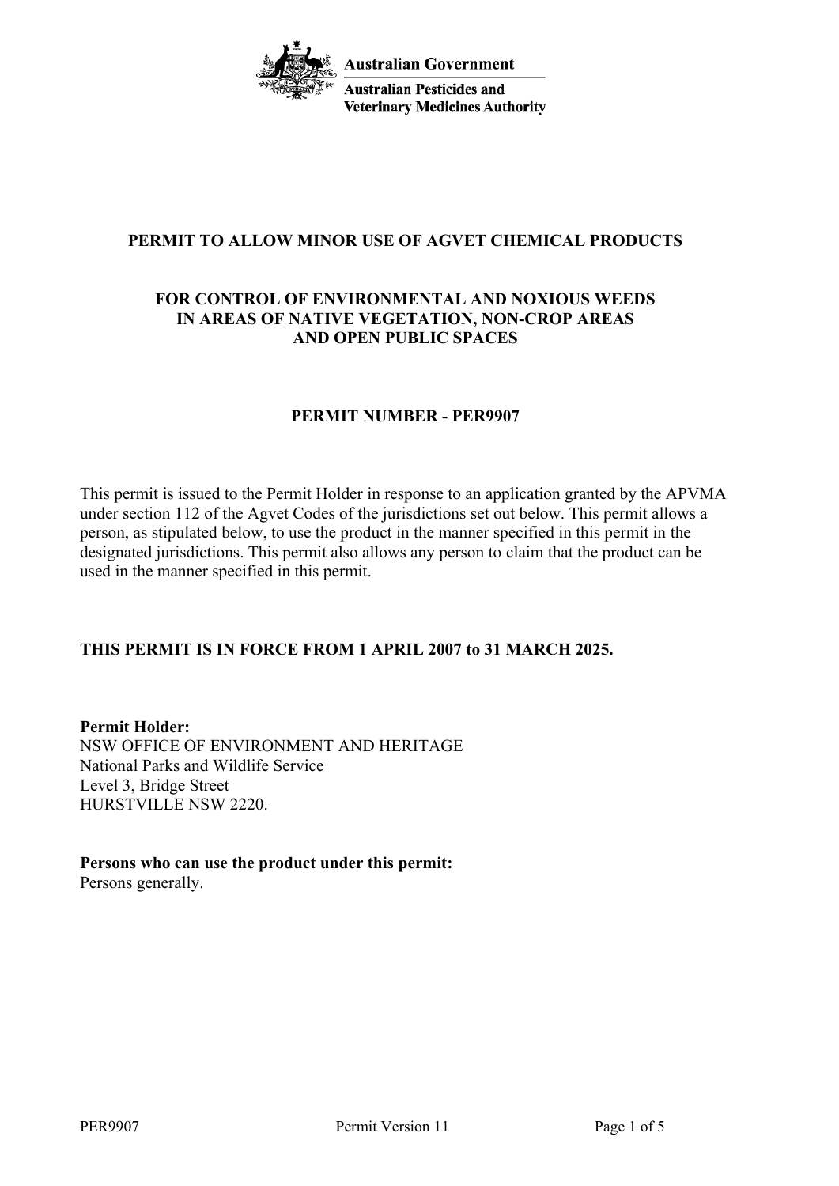Australian Government

Australian Pesticides and Veterinary Medicines Authority

**PERMIT TO ALLOW MINOR USE OF AGVET CHEMICAL PRODUCTS**

**FOR CONTROL OF ENVIRONMENTAL AND NOXIOUS WEEDS IN AREAS OF NATIVE VEGETATION, NON-CROP AREAS AND OPEN PUBLIC SPACES**

**PERMIT NUMBER - PER9907**

This permit is issued to the Permit Holder in response to an application granted by the APVMA under section 112 of the Agvet Codes of the jurisdictions set out below. This permit allows a person, as stipulated below, to use the product in the manner specified in this permit in the designated jurisdictions. This permit also allows any person to claim that the product can be used in the manner specified in this permit.

**THIS PERMIT IS IN FORCE FROM 1 APRIL 2007 to 31 MARCH 2025.**

**Permit Holder:**
NSW OFFICE OF ENVIRONMENT AND HERITAGE
National Parks and Wildlife Service
Level 3, Bridge Street
HURSTVILLE NSW 2220.

**Persons who can use the product under this permit:**
Persons generally.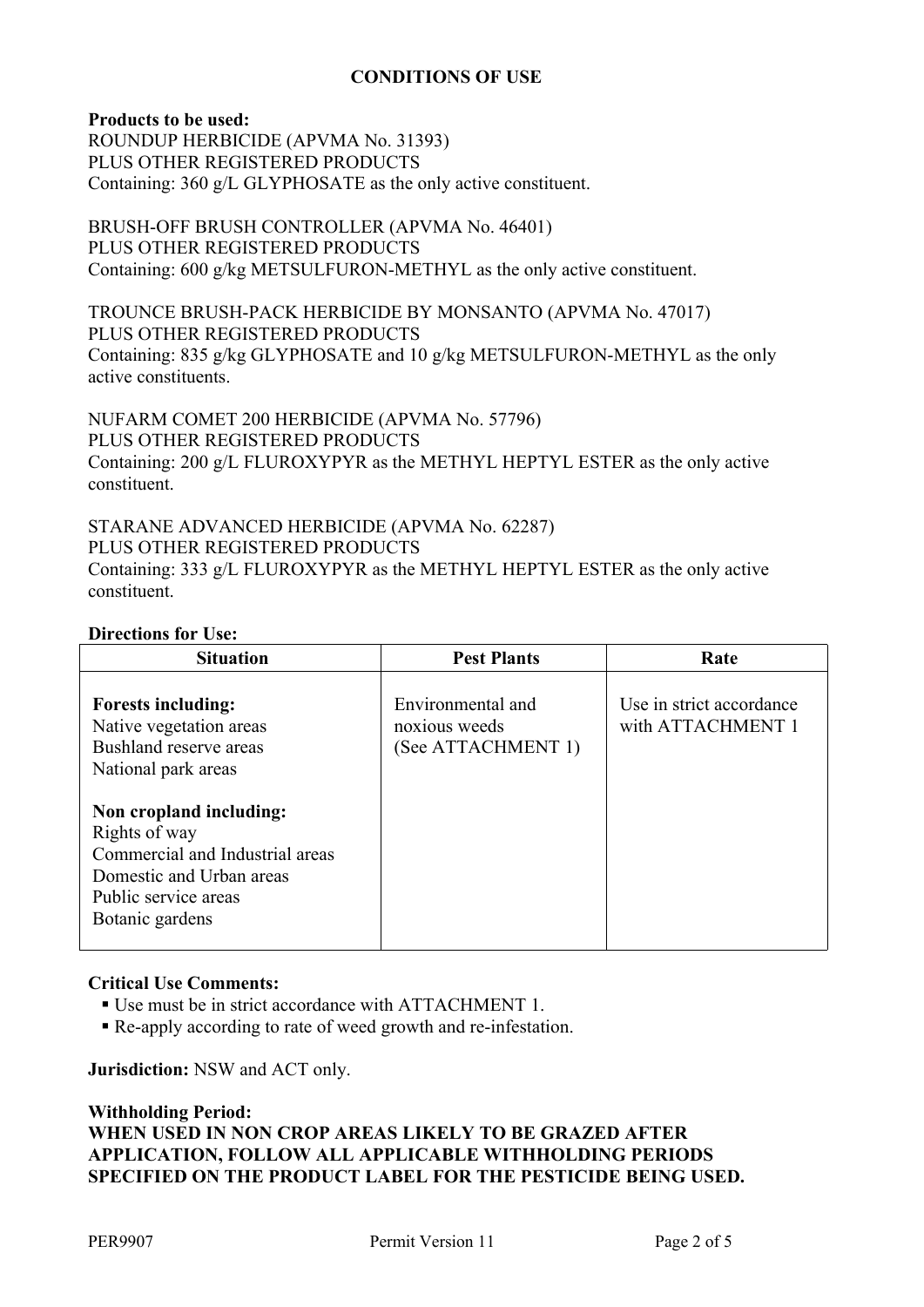## CONDITIONS OF USE

**Products to be used:**
ROUNDUP HERBICIDE (APVMA No. 31393)
PLUS OTHER REGISTERED PRODUCTS
Containing: 360 g/L GLYPHOSATE as the only active constituent.

BRUSH-OFF BRUSH CONTROLLER (APVMA No. 46401)
PLUS OTHER REGISTERED PRODUCTS
Containing: 600 g/kg METSULFURON-METHYL as the only active constituent.

TROUNCE BRUSH-PACK HERBICIDE BY MONSANTO (APVMA No. 47017)
PLUS OTHER REGISTERED PRODUCTS
Containing: 835 g/kg GLYPHOSATE and 10 g/kg METSULFURON-METHYL as the only active constituents.

NUFARM COMET 200 HERBICIDE (APVMA No. 57796)
PLUS OTHER REGISTERED PRODUCTS
Containing: 200 g/L FLUROXYPYR as the METHYL HEPTYL ESTER as the only active constituent.

STARANE ADVANCED HERBICIDE (APVMA No. 62287)
PLUS OTHER REGISTERED PRODUCTS
Containing: 333 g/L FLUROXYPYR as the METHYL HEPTYL ESTER as the only active constituent.

**Directions for Use:**

| Situation | Pest Plants | Rate |
|---|---|---|
| **Forests including:**<br>Native vegetation areas<br>Bushland reserve areas<br>National park areas<br><br>**Non cropland including:**<br>Rights of way<br>Commercial and Industrial areas<br>Domestic and Urban areas<br>Public service areas<br>Botanic gardens | Environmental and noxious weeds<br>(See ATTACHMENT 1) | Use in strict accordance with ATTACHMENT 1 |

**Critical Use Comments:**
- Use must be in strict accordance with ATTACHMENT 1.
- Re-apply according to rate of weed growth and re-infestation.

**Jurisdiction:** NSW and ACT only.

**Withholding Period:**
**WHEN USED IN NON CROP AREAS LIKELY TO BE GRAZED AFTER APPLICATION, FOLLOW ALL APPLICABLE WITHHOLDING PERIODS SPECIFIED ON THE PRODUCT LABEL FOR THE PESTICIDE BEING USED.**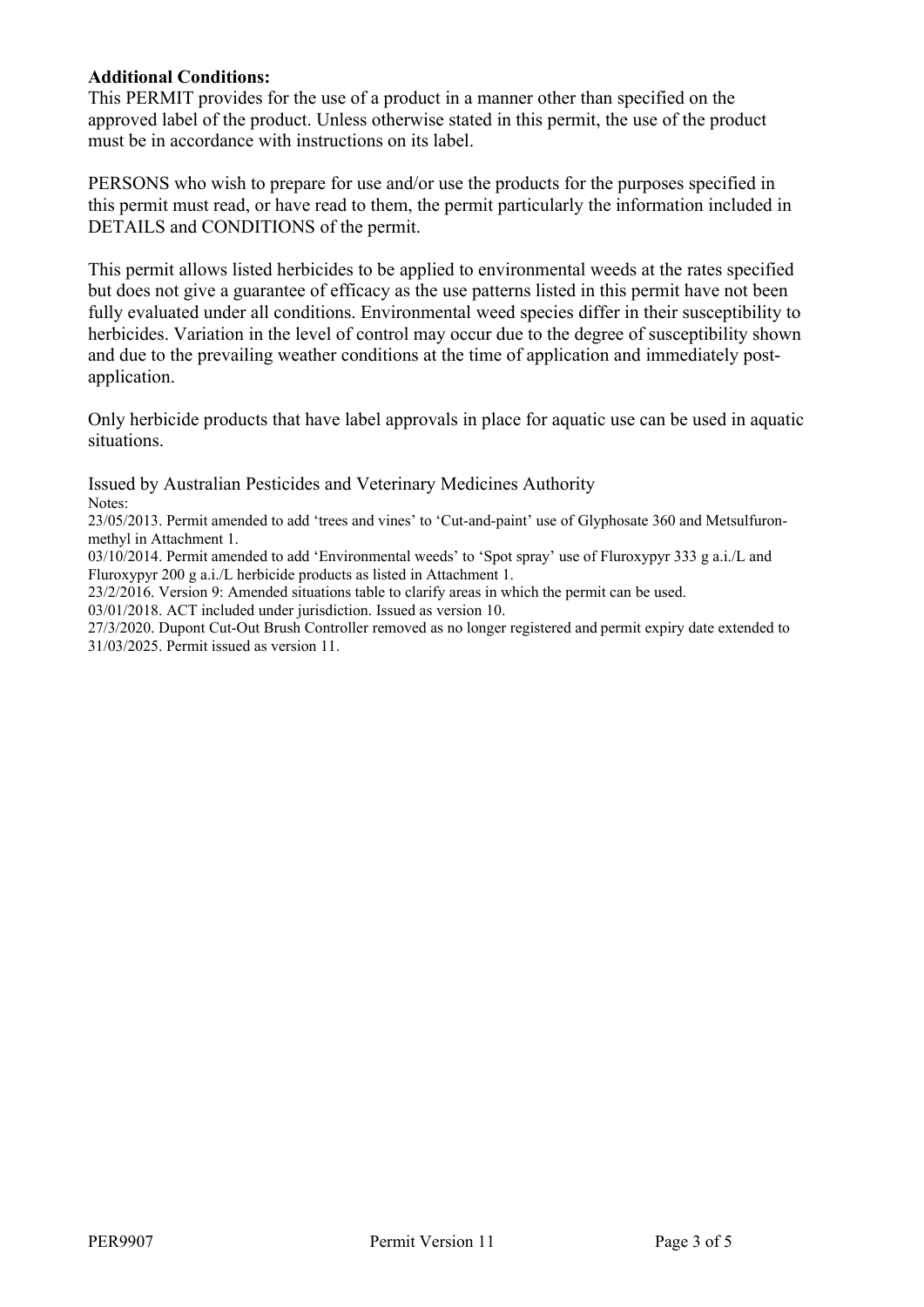**Additional Conditions:**

This PERMIT provides for the use of a product in a manner other than specified on the approved label of the product. Unless otherwise stated in this permit, the use of the product must be in accordance with instructions on its label.

PERSONS who wish to prepare for use and/or use the products for the purposes specified in this permit must read, or have read to them, the permit particularly the information included in DETAILS and CONDITIONS of the permit.

This permit allows listed herbicides to be applied to environmental weeds at the rates specified but does not give a guarantee of efficacy as the use patterns listed in this permit have not been fully evaluated under all conditions. Environmental weed species differ in their susceptibility to herbicides. Variation in the level of control may occur due to the degree of susceptibility shown and due to the prevailing weather conditions at the time of application and immediately post-application.

Only herbicide products that have label approvals in place for aquatic use can be used in aquatic situations.

Issued by Australian Pesticides and Veterinary Medicines Authority

Notes:

23/05/2013. Permit amended to add 'trees and vines' to 'Cut-and-paint' use of Glyphosate 360 and Metsulfuron-methyl in Attachment 1.

03/10/2014. Permit amended to add 'Environmental weeds' to 'Spot spray' use of Fluroxypyr 333 g a.i./L and Fluroxypyr 200 g a.i./L herbicide products as listed in Attachment 1.

23/2/2016. Version 9: Amended situations table to clarify areas in which the permit can be used.

03/01/2018. ACT included under jurisdiction. Issued as version 10.

27/3/2020. Dupont Cut-Out Brush Controller removed as no longer registered and permit expiry date extended to 31/03/2025. Permit issued as version 11.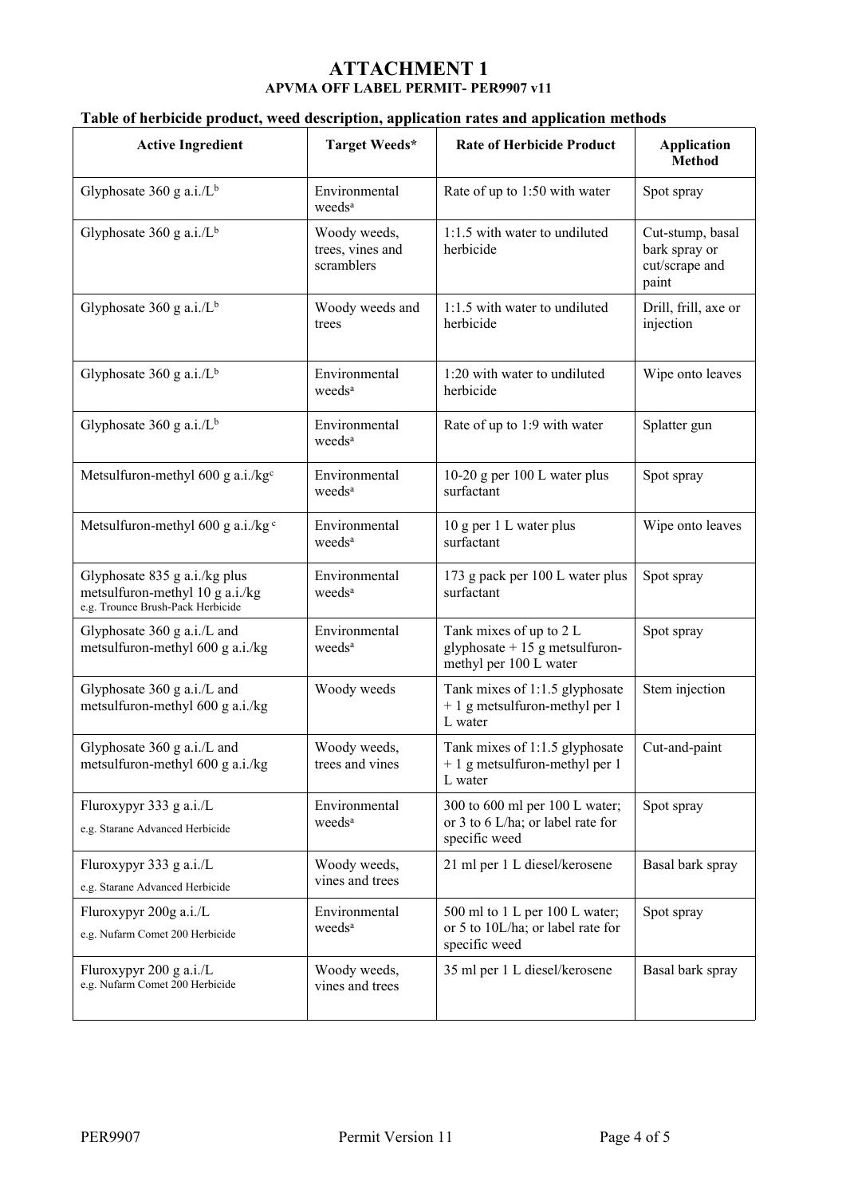# ATTACHMENT 1

## APVMA OFF LABEL PERMIT- PER9907 v11

### Table of herbicide product, weed description, application rates and application methods

| Active Ingredient | Target Weeds* | Rate of Herbicide Product | Application Method |
|---|---|---|---|
| Glyphosate 360 g a.i./L[b] | Environmental weeds[a] | Rate of up to 1:50 with water | Spot spray |
| Glyphosate 360 g a.i./L[b] | Woody weeds, trees, vines and scramblers | 1:1.5 with water to undiluted herbicide | Cut-stump, basal bark spray or cut/scrape and paint |
| Glyphosate 360 g a.i./L[b] | Woody weeds and trees | 1:1.5 with water to undiluted herbicide | Drill, frill, axe or injection |
| Glyphosate 360 g a.i./L[b] | Environmental weeds[a] | 1:20 with water to undiluted herbicide | Wipe onto leaves |
| Glyphosate 360 g a.i./L[b] | Environmental weeds[a] | Rate of up to 1:9 with water | Splatter gun |
| Metsulfuron-methyl 600 g a.i./kg[c] | Environmental weeds[a] | 10-20 g per 100 L water plus surfactant | Spot spray |
| Metsulfuron-methyl 600 g a.i./kg [c] | Environmental weeds[a] | 10 g per 1 L water plus surfactant | Wipe onto leaves |
| Glyphosate 835 g a.i./kg plus metsulfuron-methyl 10 g a.i./kg<br>e.g. Trounce Brush-Pack Herbicide | Environmental weeds[a] | 173 g pack per 100 L water plus surfactant | Spot spray |
| Glyphosate 360 g a.i./L and metsulfuron-methyl 600 g a.i./kg | Environmental weeds[a] | Tank mixes of up to 2 L glyphosate + 15 g metsulfuron-methyl per 100 L water | Spot spray |
| Glyphosate 360 g a.i./L and metsulfuron-methyl 600 g a.i./kg | Woody weeds | Tank mixes of 1:1.5 glyphosate + 1 g metsulfuron-methyl per 1 L water | Stem injection |
| Glyphosate 360 g a.i./L and metsulfuron-methyl 600 g a.i./kg | Woody weeds, trees and vines | Tank mixes of 1:1.5 glyphosate + 1 g metsulfuron-methyl per 1 L water | Cut-and-paint |
| Fluroxypyr 333 g a.i./L<br>e.g. Starane Advanced Herbicide | Environmental weeds[a] | 300 to 600 ml per 100 L water; or 3 to 6 L/ha; or label rate for specific weed | Spot spray |
| Fluroxypyr 333 g a.i./L<br>e.g. Starane Advanced Herbicide | Woody weeds, vines and trees | 21 ml per 1 L diesel/kerosene | Basal bark spray |
| Fluroxypyr 200g a.i./L<br>e.g. Nufarm Comet 200 Herbicide | Environmental weeds[a] | 500 ml to 1 L per 100 L water; or 5 to 10L/ha; or label rate for specific weed | Spot spray |
| Fluroxypyr 200 g a.i./L<br>e.g. Nufarm Comet 200 Herbicide | Woody weeds, vines and trees | 35 ml per 1 L diesel/kerosene | Basal bark spray |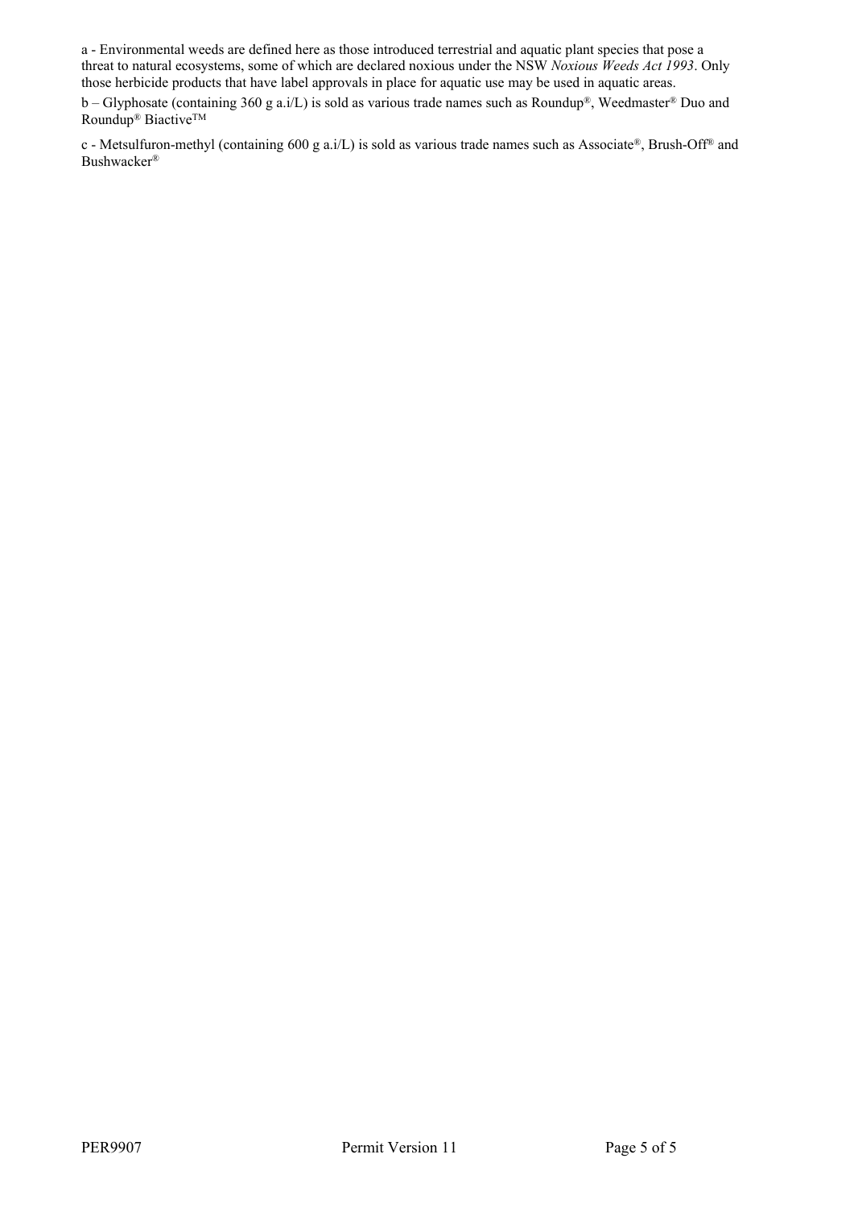a - Environmental weeds are defined here as those introduced terrestrial and aquatic plant species that pose a threat to natural ecosystems, some of which are declared noxious under the NSW *Noxious Weeds Act 1993*. Only those herbicide products that have label approvals in place for aquatic use may be used in aquatic areas.

b – Glyphosate (containing 360 g a.i/L) is sold as various trade names such as Roundup®, Weedmaster® Duo and Roundup® Biactive™

c - Metsulfuron-methyl (containing 600 g a.i/L) is sold as various trade names such as Associate®, Brush-Off® and Bushwacker®